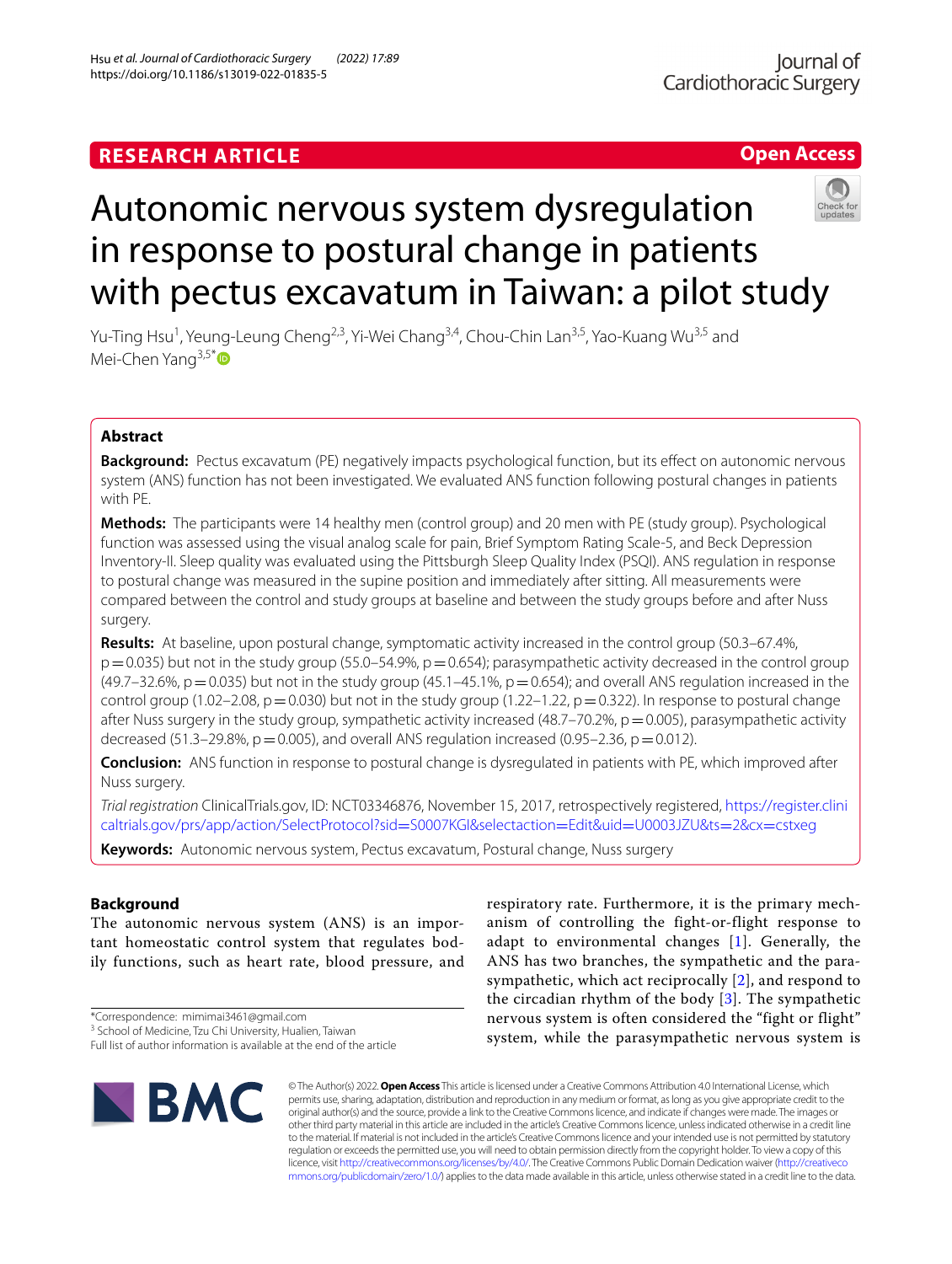RESEARCH ARTICLE

Open Access

# Autonomic nervous system dysregulation in response to postural change in patients with pectus excavatum in Taiwan: a pilot study

Yu-Ting Hsu[1], Yeung-Leung Cheng[2,3], Yi-Wei Chang[3,4], Chou-Chin Lan[3,5], Yao-Kuang Wu[3,5] and Mei-Chen Yang[3,5*]

## Abstract

**Background:** Pectus excavatum (PE) negatively impacts psychological function, but its effect on autonomic nervous system (ANS) function has not been investigated. We evaluated ANS function following postural changes in patients with PE.

**Methods:** The participants were 14 healthy men (control group) and 20 men with PE (study group). Psychological function was assessed using the visual analog scale for pain, Brief Symptom Rating Scale-5, and Beck Depression Inventory-II. Sleep quality was evaluated using the Pittsburgh Sleep Quality Index (PSQI). ANS regulation in response to postural change was measured in the supine position and immediately after sitting. All measurements were compared between the control and study groups at baseline and between the study groups before and after Nuss surgery.

**Results:** At baseline, upon postural change, symptomatic activity increased in the control group (50.3–67.4%, $p = 0.035$) but not in the study group (55.0–54.9%, $p = 0.654$); parasympathetic activity decreased in the control group (49.7–32.6%, $p = 0.035$) but not in the study group (45.1–45.1%, $p = 0.654$); and overall ANS regulation increased in the control group (1.02–2.08, $p = 0.030$) but not in the study group (1.22–1.22, $p = 0.322$). In response to postural change after Nuss surgery in the study group, sympathetic activity increased (48.7–70.2%, $p = 0.005$), parasympathetic activity decreased (51.3–29.8%, $p = 0.005$), and overall ANS regulation increased (0.95–2.36, $p = 0.012$).

**Conclusion:** ANS function in response to postural change is dysregulated in patients with PE, which improved after Nuss surgery.

*Trial registration* ClinicalTrials.gov, ID: NCT03346876, November 15, 2017, retrospectively registered, https://register.clinicaltrials.gov/prs/app/action/SelectProtocol?sid=S0007KGI&selectaction=Edit&uid=U0003JZU&ts=2&cx=cstxeg

**Keywords:** Autonomic nervous system, Pectus excavatum, Postural change, Nuss surgery

## Background

The autonomic nervous system (ANS) is an important homeostatic control system that regulates bodily functions, such as heart rate, blood pressure, and respiratory rate. Furthermore, it is the primary mechanism of controlling the fight-or-flight response to adapt to environmental changes [1]. Generally, the ANS has two branches, the sympathetic and the parasympathetic, which act reciprocally [2], and respond to the circadian rhythm of the body [3]. The sympathetic nervous system is often considered the "fight or flight" system, while the parasympathetic nervous system is

*Correspondence: mimimai3461@gmail.com
[3] School of Medicine, Tzu Chi University, Hualien, Taiwan
Full list of author information is available at the end of the article

© The Author(s) 2022. **Open Access** This article is licensed under a Creative Commons Attribution 4.0 International License, which permits use, sharing, adaptation, distribution and reproduction in any medium or format, as long as you give appropriate credit to the original author(s) and the source, provide a link to the Creative Commons licence, and indicate if changes were made. The images or other third party material in this article are included in the article's Creative Commons licence, unless indicated otherwise in a credit line to the material. If material is not included in the article's Creative Commons licence and your intended use is not permitted by statutory regulation or exceeds the permitted use, you will need to obtain permission directly from the copyright holder. To view a copy of this licence, visit http://creativecommons.org/licenses/by/4.0/. The Creative Commons Public Domain Dedication waiver (http://creativecommons.org/publicdomain/zero/1.0/) applies to the data made available in this article, unless otherwise stated in a credit line to the data.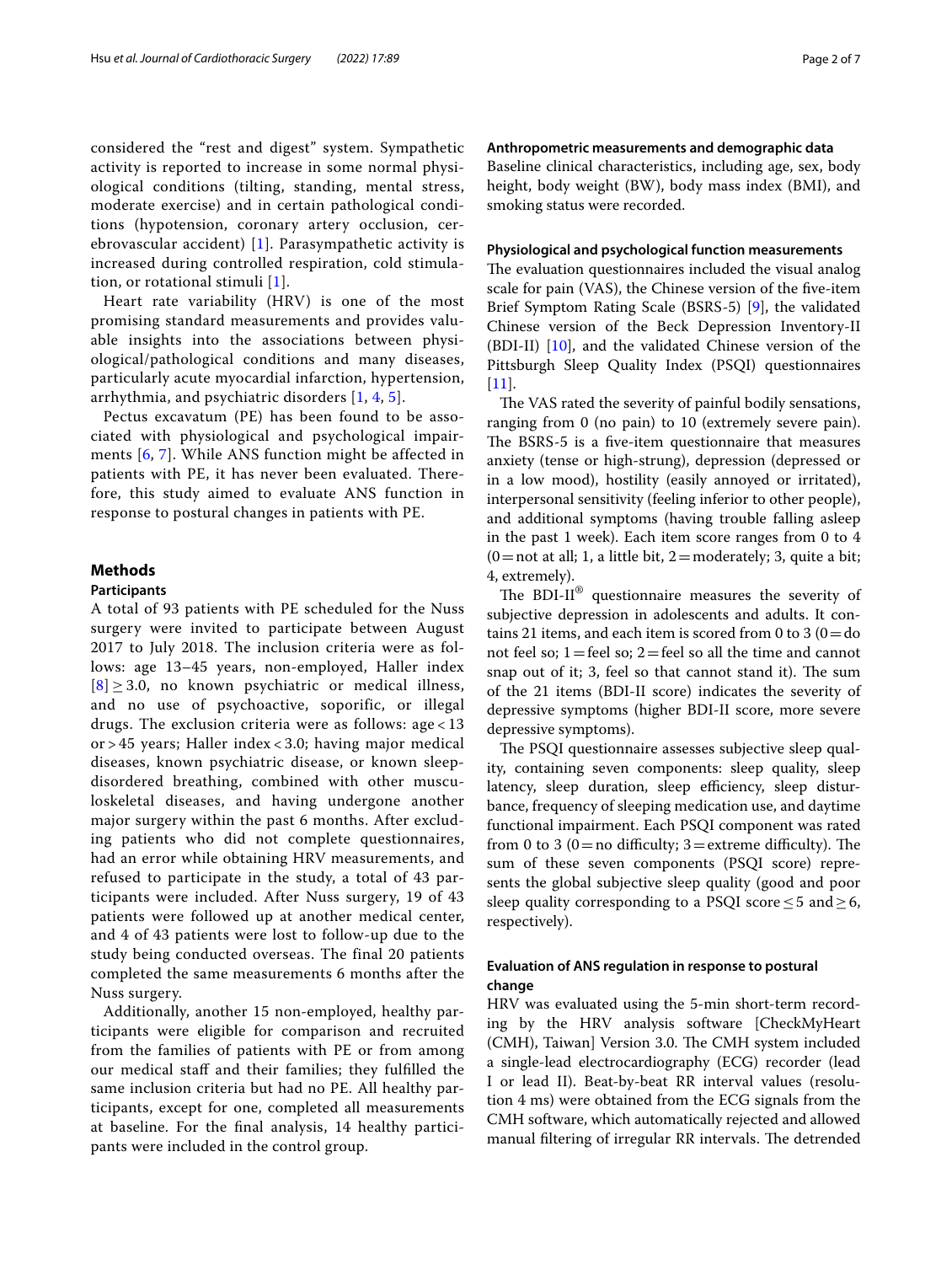considered the "rest and digest" system. Sympathetic activity is reported to increase in some normal physiological conditions (tilting, standing, mental stress, moderate exercise) and in certain pathological conditions (hypotension, coronary artery occlusion, cerebrovascular accident) [1]. Parasympathetic activity is increased during controlled respiration, cold stimulation, or rotational stimuli [1].

Heart rate variability (HRV) is one of the most promising standard measurements and provides valuable insights into the associations between physiological/pathological conditions and many diseases, particularly acute myocardial infarction, hypertension, arrhythmia, and psychiatric disorders [1, 4, 5].

Pectus excavatum (PE) has been found to be associated with physiological and psychological impairments [6, 7]. While ANS function might be affected in patients with PE, it has never been evaluated. Therefore, this study aimed to evaluate ANS function in response to postural changes in patients with PE.

## Methods

### Participants

A total of 93 patients with PE scheduled for the Nuss surgery were invited to participate between August 2017 to July 2018. The inclusion criteria were as follows: age 13–45 years, non-employed, Haller index [8] ≥ 3.0, no known psychiatric or medical illness, and no use of psychoactive, soporific, or illegal drugs. The exclusion criteria were as follows: age < 13 or > 45 years; Haller index < 3.0; having major medical diseases, known psychiatric disease, or known sleep-disordered breathing, combined with other musculoskeletal diseases, and having undergone another major surgery within the past 6 months. After excluding patients who did not complete questionnaires, had an error while obtaining HRV measurements, and refused to participate in the study, a total of 43 participants were included. After Nuss surgery, 19 of 43 patients were followed up at another medical center, and 4 of 43 patients were lost to follow-up due to the study being conducted overseas. The final 20 patients completed the same measurements 6 months after the Nuss surgery.

Additionally, another 15 non-employed, healthy participants were eligible for comparison and recruited from the families of patients with PE or from among our medical staff and their families; they fulfilled the same inclusion criteria but had no PE. All healthy participants, except for one, completed all measurements at baseline. For the final analysis, 14 healthy participants were included in the control group.

### Anthropometric measurements and demographic data

Baseline clinical characteristics, including age, sex, body height, body weight (BW), body mass index (BMI), and smoking status were recorded.

### Physiological and psychological function measurements

The evaluation questionnaires included the visual analog scale for pain (VAS), the Chinese version of the five-item Brief Symptom Rating Scale (BSRS-5) [9], the validated Chinese version of the Beck Depression Inventory-II (BDI-II) [10], and the validated Chinese version of the Pittsburgh Sleep Quality Index (PSQI) questionnaires [11].

The VAS rated the severity of painful bodily sensations, ranging from 0 (no pain) to 10 (extremely severe pain). The BSRS-5 is a five-item questionnaire that measures anxiety (tense or high-strung), depression (depressed or in a low mood), hostility (easily annoyed or irritated), interpersonal sensitivity (feeling inferior to other people), and additional symptoms (having trouble falling asleep in the past 1 week). Each item score ranges from 0 to 4 (0 = not at all; 1, a little bit, 2 = moderately; 3, quite a bit; 4, extremely).

The BDI-II® questionnaire measures the severity of subjective depression in adolescents and adults. It contains 21 items, and each item is scored from 0 to 3 (0 = do not feel so; 1 = feel so; 2 = feel so all the time and cannot snap out of it; 3, feel so that cannot stand it). The sum of the 21 items (BDI-II score) indicates the severity of depressive symptoms (higher BDI-II score, more severe depressive symptoms).

The PSQI questionnaire assesses subjective sleep quality, containing seven components: sleep quality, sleep latency, sleep duration, sleep efficiency, sleep disturbance, frequency of sleeping medication use, and daytime functional impairment. Each PSQI component was rated from 0 to 3 (0 = no difficulty; 3 = extreme difficulty). The sum of these seven components (PSQI score) represents the global subjective sleep quality (good and poor sleep quality corresponding to a PSQI score ≤ 5 and ≥ 6, respectively).

### Evaluation of ANS regulation in response to postural change

HRV was evaluated using the 5-min short-term recording by the HRV analysis software [CheckMyHeart (CMH), Taiwan] Version 3.0. The CMH system included a single-lead electrocardiography (ECG) recorder (lead I or lead II). Beat-by-beat RR interval values (resolution 4 ms) were obtained from the ECG signals from the CMH software, which automatically rejected and allowed manual filtering of irregular RR intervals. The detrended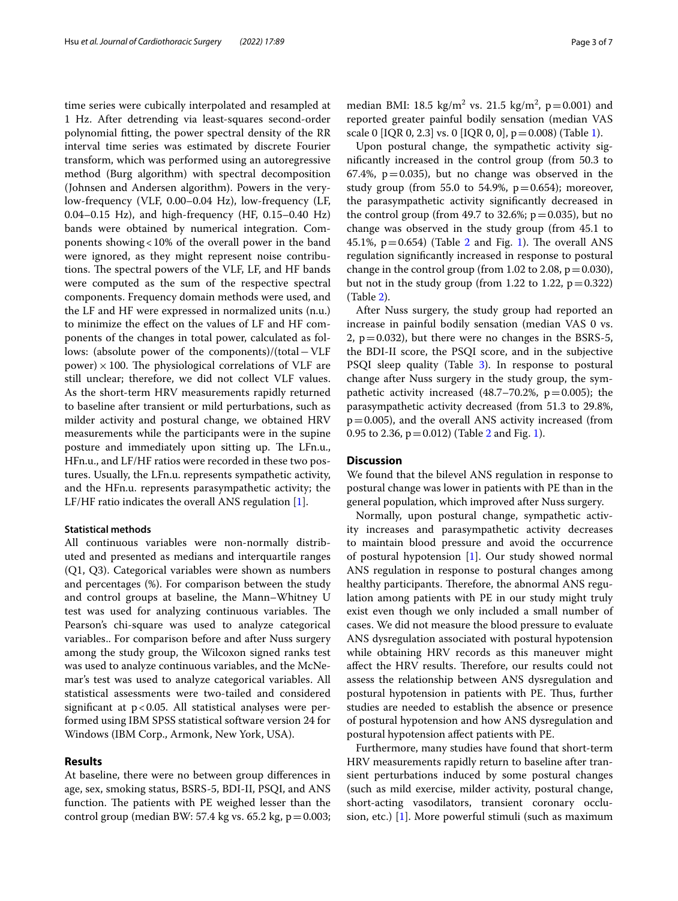time series were cubically interpolated and resampled at 1 Hz. After detrending via least-squares second-order polynomial fitting, the power spectral density of the RR interval time series was estimated by discrete Fourier transform, which was performed using an autoregressive method (Burg algorithm) with spectral decomposition (Johnsen and Andersen algorithm). Powers in the very-low-frequency (VLF, 0.00–0.04 Hz), low-frequency (LF, 0.04–0.15 Hz), and high-frequency (HF, 0.15–0.40 Hz) bands were obtained by numerical integration. Components showing < 10% of the overall power in the band were ignored, as they might represent noise contributions. The spectral powers of the VLF, LF, and HF bands were computed as the sum of the respective spectral components. Frequency domain methods were used, and the LF and HF were expressed in normalized units (n.u.) to minimize the effect on the values of LF and HF components of the changes in total power, calculated as follows: (absolute power of the components)/(total − VLF power) × 100. The physiological correlations of VLF are still unclear; therefore, we did not collect VLF values. As the short-term HRV measurements rapidly returned to baseline after transient or mild perturbations, such as milder activity and postural change, we obtained HRV measurements while the participants were in the supine posture and immediately upon sitting up. The LFn.u., HFn.u., and LF/HF ratios were recorded in these two postures. Usually, the LFn.u. represents sympathetic activity, and the HFn.u. represents parasympathetic activity; the LF/HF ratio indicates the overall ANS regulation [1].

#### Statistical methods

All continuous variables were non-normally distributed and presented as medians and interquartile ranges (Q1, Q3). Categorical variables were shown as numbers and percentages (%). For comparison between the study and control groups at baseline, the Mann–Whitney U test was used for analyzing continuous variables. The Pearson's chi-square was used to analyze categorical variables.. For comparison before and after Nuss surgery among the study group, the Wilcoxon signed ranks test was used to analyze continuous variables, and the McNemar's test was used to analyze categorical variables. All statistical assessments were two-tailed and considered significant at $p < 0.05$. All statistical analyses were performed using IBM SPSS statistical software version 24 for Windows (IBM Corp., Armonk, New York, USA).

## Results

At baseline, there were no between group differences in age, sex, smoking status, BSRS-5, BDI-II, PSQI, and ANS function. The patients with PE weighed lesser than the control group (median BW: 57.4 kg vs. 65.2 kg, $p = 0.003$; median BMI: 18.5 kg/m$^2$ vs. 21.5 kg/m$^2$, $p = 0.001$) and reported greater painful bodily sensation (median VAS scale 0 [IQR 0, 2.3] vs. 0 [IQR 0, 0], $p = 0.008$) (Table 1).

Upon postural change, the sympathetic activity significantly increased in the control group (from 50.3 to 67.4%, $p = 0.035$), but no change was observed in the study group (from 55.0 to 54.9%, $p = 0.654$); moreover, the parasympathetic activity significantly decreased in the control group (from 49.7 to 32.6%; $p = 0.035$), but no change was observed in the study group (from 45.1 to 45.1%, $p = 0.654$) (Table 2 and Fig. 1). The overall ANS regulation significantly increased in response to postural change in the control group (from 1.02 to 2.08, $p = 0.030$), but not in the study group (from 1.22 to 1.22, $p = 0.322$) (Table 2).

After Nuss surgery, the study group had reported an increase in painful bodily sensation (median VAS 0 vs. 2, $p = 0.032$), but there were no changes in the BSRS-5, the BDI-II score, the PSQI score, and in the subjective PSQI sleep quality (Table 3). In response to postural change after Nuss surgery in the study group, the sympathetic activity increased (48.7–70.2%, $p = 0.005$); the parasympathetic activity decreased (from 51.3 to 29.8%, $p = 0.005$), and the overall ANS activity increased (from 0.95 to 2.36, $p = 0.012$) (Table 2 and Fig. 1).

## Discussion

We found that the bilevel ANS regulation in response to postural change was lower in patients with PE than in the general population, which improved after Nuss surgery.

Normally, upon postural change, sympathetic activity increases and parasympathetic activity decreases to maintain blood pressure and avoid the occurrence of postural hypotension [1]. Our study showed normal ANS regulation in response to postural changes among healthy participants. Therefore, the abnormal ANS regulation among patients with PE in our study might truly exist even though we only included a small number of cases. We did not measure the blood pressure to evaluate ANS dysregulation associated with postural hypotension while obtaining HRV records as this maneuver might affect the HRV results. Therefore, our results could not assess the relationship between ANS dysregulation and postural hypotension in patients with PE. Thus, further studies are needed to establish the absence or presence of postural hypotension and how ANS dysregulation and postural hypotension affect patients with PE.

Furthermore, many studies have found that short-term HRV measurements rapidly return to baseline after transient perturbations induced by some postural changes (such as mild exercise, milder activity, postural change, short-acting vasodilators, transient coronary occlusion, etc.) [1]. More powerful stimuli (such as maximum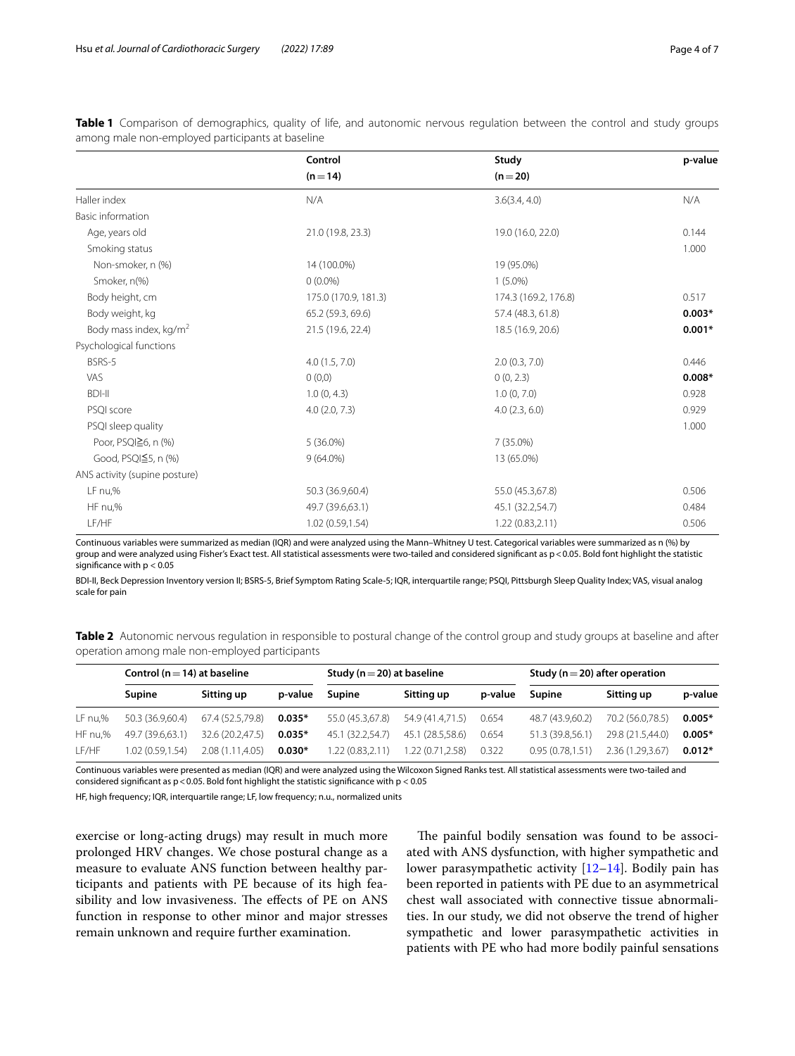**Table 1** Comparison of demographics, quality of life, and autonomic nervous regulation between the control and study groups among male non-employed participants at baseline

| | Control (n = 14) | Study (n = 20) | p-value |
|---|---|---|---|
| Haller index | N/A | 3.6(3.4, 4.0) | N/A |
| Basic information | | | |
| Age, years old | 21.0 (19.8, 23.3) | 19.0 (16.0, 22.0) | 0.144 |
| Smoking status | | | 1.000 |
| Non-smoker, n (%) | 14 (100.0%) | 19 (95.0%) | |
| Smoker, n(%) | 0 (0.0%) | 1 (5.0%) | |
| Body height, cm | 175.0 (170.9, 181.3) | 174.3 (169.2, 176.8) | 0.517 |
| Body weight, kg | 65.2 (59.3, 69.6) | 57.4 (48.3, 61.8) | **0.003*** |
| Body mass index, kg/m$^2$ | 21.5 (19.6, 22.4) | 18.5 (16.9, 20.6) | **0.001*** |
| Psychological functions | | | |
| BSRS-5 | 4.0 (1.5, 7.0) | 2.0 (0.3, 7.0) | 0.446 |
| VAS | 0 (0,0) | 0 (0, 2.3) | **0.008*** |
| BDI-II | 1.0 (0, 4.3) | 1.0 (0, 7.0) | 0.928 |
| PSQI score | 4.0 (2.0, 7.3) | 4.0 (2.3, 6.0) | 0.929 |
| PSQI sleep quality | | | 1.000 |
| Poor, PSQI≧6, n (%) | 5 (36.0%) | 7 (35.0%) | |
| Good, PSQI≦5, n (%) | 9 (64.0%) | 13 (65.0%) | |
| ANS activity (supine posture) | | | |
| LF nu,% | 50.3 (36.9,60.4) | 55.0 (45.3,67.8) | 0.506 |
| HF nu,% | 49.7 (39.6,63.1) | 45.1 (32.2,54.7) | 0.484 |
| LF/HF | 1.02 (0.59,1.54) | 1.22 (0.83,2.11) | 0.506 |

Continuous variables were summarized as median (IQR) and were analyzed using the Mann–Whitney U test. Categorical variables were summarized as n (%) by group and were analyzed using Fisher's Exact test. All statistical assessments were two-tailed and considered significant as p < 0.05. Bold font highlight the statistic significance with p < 0.05

BDI-II, Beck Depression Inventory version II; BSRS-5, Brief Symptom Rating Scale-5; IQR, interquartile range; PSQI, Pittsburgh Sleep Quality Index; VAS, visual analog scale for pain

**Table 2** Autonomic nervous regulation in responsible to postural change of the control group and study groups at baseline and after operation among male non-employed participants

| | Control (n = 14) at baseline | | | Study (n = 20) at baseline | | | Study (n = 20) after operation | | |
|---|---|---|---|---|---|---|---|---|---|
| | Supine | Sitting up | p-value | Supine | Sitting up | p-value | Supine | Sitting up | p-value |
| LF nu,% | 50.3 (36.9,60.4) | 67.4 (52.5,79.8) | **0.035*** | 55.0 (45.3,67.8) | 54.9 (41.4,71.5) | 0.654 | 48.7 (43.9,60.2) | 70.2 (56.0,78.5) | **0.005*** |
| HF nu,% | 49.7 (39.6,63.1) | 32.6 (20.2,47.5) | **0.035*** | 45.1 (32.2,54.7) | 45.1 (28.5,58.6) | 0.654 | 51.3 (39.8,56.1) | 29.8 (21.5,44.0) | **0.005*** |
| LF/HF | 1.02 (0.59,1.54) | 2.08 (1.11,4.05) | **0.030*** | 1.22 (0.83,2.11) | 1.22 (0.71,2.58) | 0.322 | 0.95 (0.78,1.51) | 2.36 (1.29,3.67) | **0.012*** |

Continuous variables were presented as median (IQR) and were analyzed using the Wilcoxon Signed Ranks test. All statistical assessments were two-tailed and considered significant as p < 0.05. Bold font highlight the statistic significance with p < 0.05

HF, high frequency; IQR, interquartile range; LF, low frequency; n.u., normalized units

exercise or long-acting drugs) may result in much more prolonged HRV changes. We chose postural change as a measure to evaluate ANS function between healthy participants and patients with PE because of its high feasibility and low invasiveness. The effects of PE on ANS function in response to other minor and major stresses remain unknown and require further examination.

The painful bodily sensation was found to be associated with ANS dysfunction, with higher sympathetic and lower parasympathetic activity [12–14]. Bodily pain has been reported in patients with PE due to an asymmetrical chest wall associated with connective tissue abnormalities. In our study, we did not observe the trend of higher sympathetic and lower parasympathetic activities in patients with PE who had more bodily painful sensations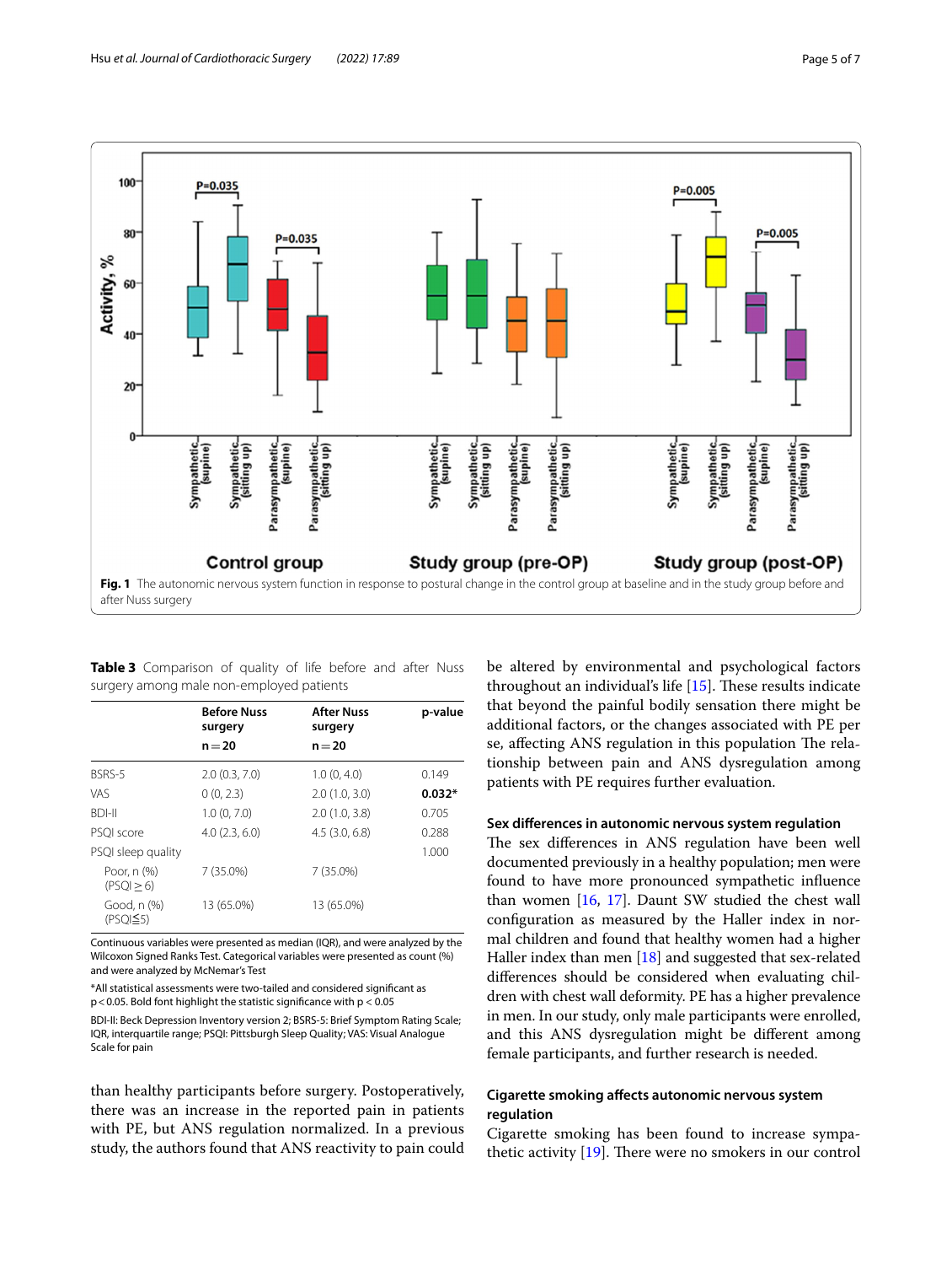Fig. 1 The autonomic nervous system function in response to postural change in the control group at baseline and in the study group before and after Nuss surgery

**Table 3** Comparison of quality of life before and after Nuss surgery among male non-employed patients

| | Before Nuss surgery n = 20 | After Nuss surgery n = 20 | p-value |
|---|---|---|---|
| BSRS-5 | 2.0 (0.3, 7.0) | 1.0 (0, 4.0) | 0.149 |
| VAS | 0 (0, 2.3) | 2.0 (1.0, 3.0) | **0.032*** |
| BDI-II | 1.0 (0, 7.0) | 2.0 (1.0, 3.8) | 0.705 |
| PSQI score | 4.0 (2.3, 6.0) | 4.5 (3.0, 6.8) | 0.288 |
| PSQI sleep quality | | | 1.000 |
| Poor, n (%) (PSQI ≥ 6) | 7 (35.0%) | 7 (35.0%) | |
| Good, n (%) (PSQI≦5) | 13 (65.0%) | 13 (65.0%) | |

Continuous variables were presented as median (IQR), and were analyzed by the Wilcoxon Signed Ranks Test. Categorical variables were presented as count (%) and were analyzed by McNemar's Test

*All statistical assessments were two-tailed and considered significant as $p < 0.05$. Bold font highlight the statistic significance with $p < 0.05$

BDI-II: Beck Depression Inventory version 2; BSRS-5: Brief Symptom Rating Scale; IQR, interquartile range; PSQI: Pittsburgh Sleep Quality; VAS: Visual Analogue Scale for pain

than healthy participants before surgery. Postoperatively, there was an increase in the reported pain in patients with PE, but ANS regulation normalized. In a previous study, the authors found that ANS reactivity to pain could be altered by environmental and psychological factors throughout an individual's life [15]. These results indicate that beyond the painful bodily sensation there might be additional factors, or the changes associated with PE per se, affecting ANS regulation in this population The relationship between pain and ANS dysregulation among patients with PE requires further evaluation.

### Sex differences in autonomic nervous system regulation

The sex differences in ANS regulation have been well documented previously in a healthy population; men were found to have more pronounced sympathetic influence than women [16, 17]. Daunt SW studied the chest wall configuration as measured by the Haller index in normal children and found that healthy women had a higher Haller index than men [18] and suggested that sex-related differences should be considered when evaluating children with chest wall deformity. PE has a higher prevalence in men. In our study, only male participants were enrolled, and this ANS dysregulation might be different among female participants, and further research is needed.

### Cigarette smoking affects autonomic nervous system regulation

Cigarette smoking has been found to increase sympathetic activity [19]. There were no smokers in our control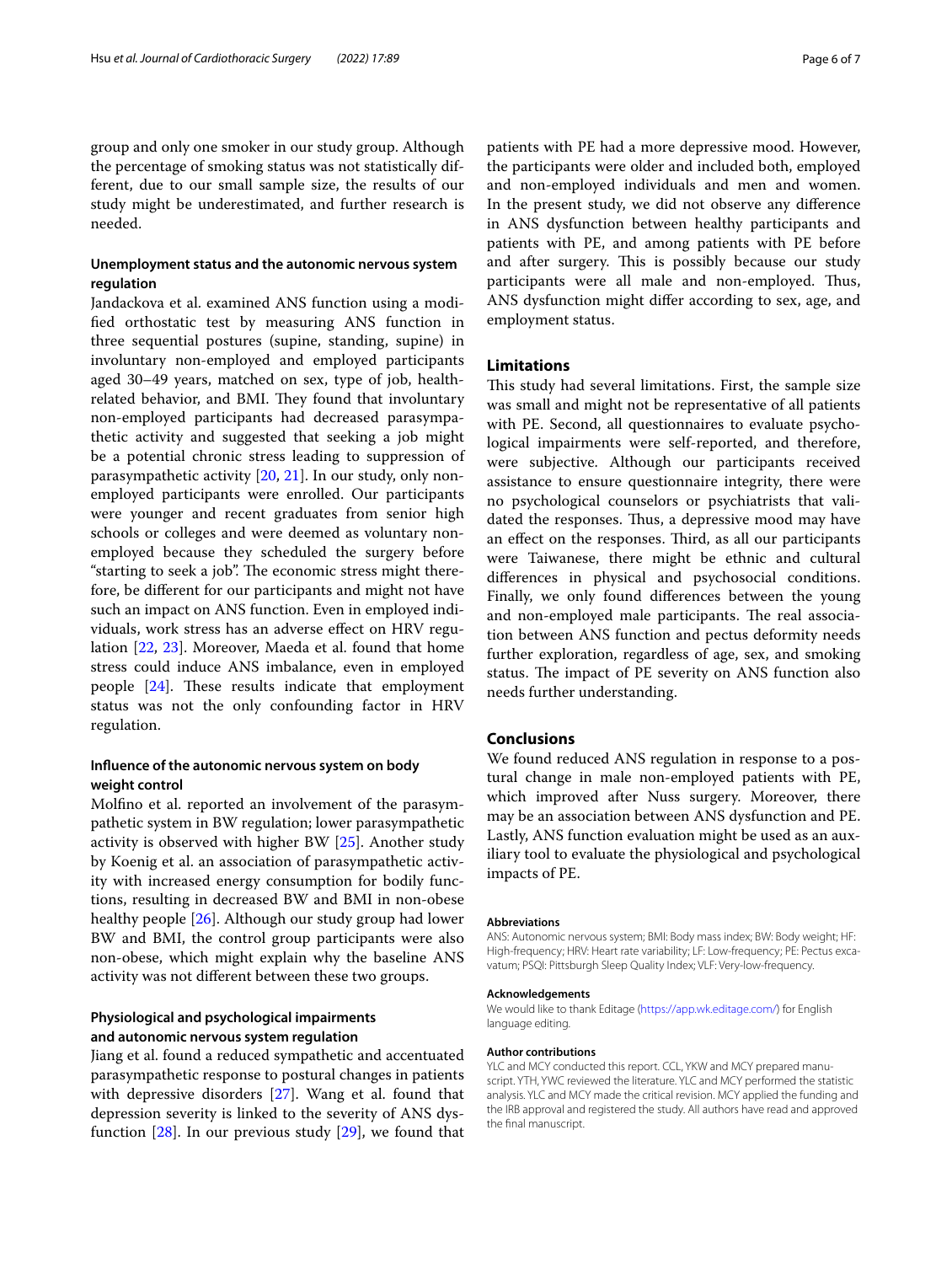group and only one smoker in our study group. Although the percentage of smoking status was not statistically different, due to our small sample size, the results of our study might be underestimated, and further research is needed.

### Unemployment status and the autonomic nervous system regulation

Jandackova et al. examined ANS function using a modified orthostatic test by measuring ANS function in three sequential postures (supine, standing, supine) in involuntary non-employed and employed participants aged 30–49 years, matched on sex, type of job, health-related behavior, and BMI. They found that involuntary non-employed participants had decreased parasympathetic activity and suggested that seeking a job might be a potential chronic stress leading to suppression of parasympathetic activity [20, 21]. In our study, only non-employed participants were enrolled. Our participants were younger and recent graduates from senior high schools or colleges and were deemed as voluntary non-employed because they scheduled the surgery before "starting to seek a job". The economic stress might therefore, be different for our participants and might not have such an impact on ANS function. Even in employed individuals, work stress has an adverse effect on HRV regulation [22, 23]. Moreover, Maeda et al. found that home stress could induce ANS imbalance, even in employed people [24]. These results indicate that employment status was not the only confounding factor in HRV regulation.

### Influence of the autonomic nervous system on body weight control

Molfino et al. reported an involvement of the parasympathetic system in BW regulation; lower parasympathetic activity is observed with higher BW [25]. Another study by Koenig et al. an association of parasympathetic activity with increased energy consumption for bodily functions, resulting in decreased BW and BMI in non-obese healthy people [26]. Although our study group had lower BW and BMI, the control group participants were also non-obese, which might explain why the baseline ANS activity was not different between these two groups.

### Physiological and psychological impairments and autonomic nervous system regulation

Jiang et al. found a reduced sympathetic and accentuated parasympathetic response to postural changes in patients with depressive disorders [27]. Wang et al. found that depression severity is linked to the severity of ANS dysfunction [28]. In our previous study [29], we found that patients with PE had a more depressive mood. However, the participants were older and included both, employed and non-employed individuals and men and women. In the present study, we did not observe any difference in ANS dysfunction between healthy participants and patients with PE, and among patients with PE before and after surgery. This is possibly because our study participants were all male and non-employed. Thus, ANS dysfunction might differ according to sex, age, and employment status.

## Limitations

This study had several limitations. First, the sample size was small and might not be representative of all patients with PE. Second, all questionnaires to evaluate psychological impairments were self-reported, and therefore, were subjective. Although our participants received assistance to ensure questionnaire integrity, there were no psychological counselors or psychiatrists that validated the responses. Thus, a depressive mood may have an effect on the responses. Third, as all our participants were Taiwanese, there might be ethnic and cultural differences in physical and psychosocial conditions. Finally, we only found differences between the young and non-employed male participants. The real association between ANS function and pectus deformity needs further exploration, regardless of age, sex, and smoking status. The impact of PE severity on ANS function also needs further understanding.

## Conclusions

We found reduced ANS regulation in response to a postural change in male non-employed patients with PE, which improved after Nuss surgery. Moreover, there may be an association between ANS dysfunction and PE. Lastly, ANS function evaluation might be used as an auxiliary tool to evaluate the physiological and psychological impacts of PE.

#### Abbreviations

ANS: Autonomic nervous system; BMI: Body mass index; BW: Body weight; HF: High-frequency; HRV: Heart rate variability; LF: Low-frequency; PE: Pectus excavatum; PSQI: Pittsburgh Sleep Quality Index; VLF: Very-low-frequency.

#### Acknowledgements

We would like to thank Editage (https://app.wk.editage.com/) for English language editing.

#### Author contributions

YLC and MCY conducted this report. CCL, YKW and MCY prepared manuscript. YTH, YWC reviewed the literature. YLC and MCY performed the statistic analysis. YLC and MCY made the critical revision. MCY applied the funding and the IRB approval and registered the study. All authors have read and approved the final manuscript.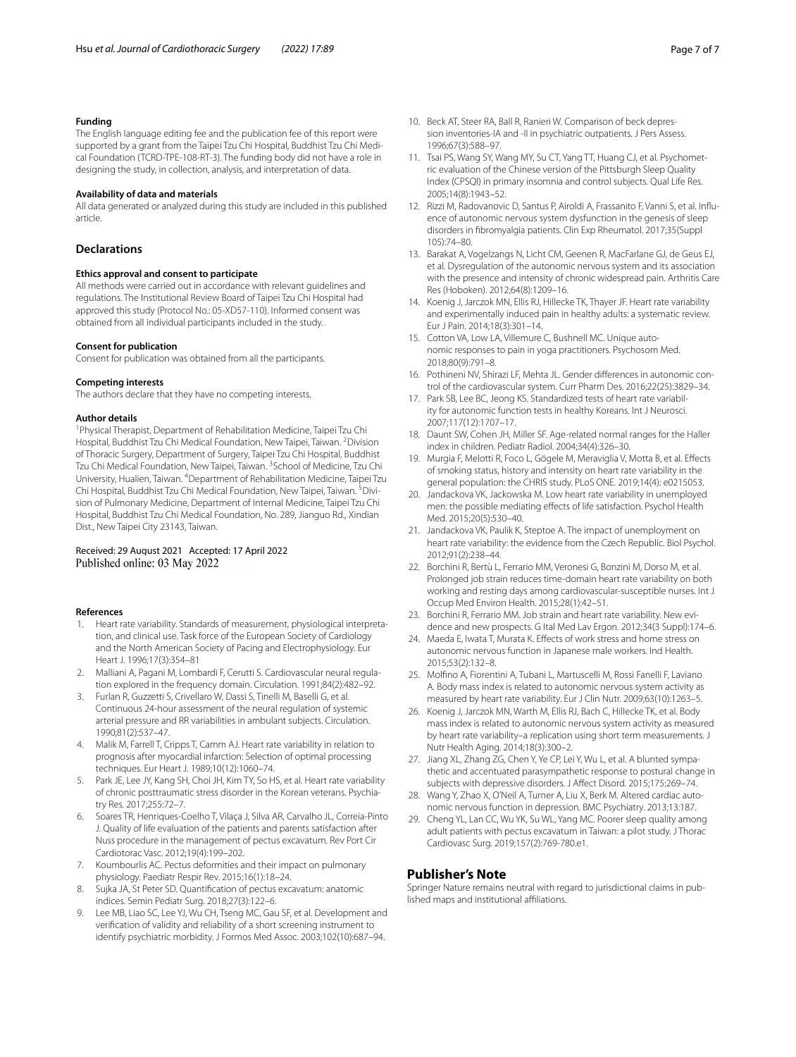#### Funding

The English language editing fee and the publication fee of this report were supported by a grant from the Taipei Tzu Chi Hospital, Buddhist Tzu Chi Medical Foundation (TCRD-TPE-108-RT-3). The funding body did not have a role in designing the study, in collection, analysis, and interpretation of data.

#### Availability of data and materials

All data generated or analyzed during this study are included in this published article.

## Declarations

#### Ethics approval and consent to participate

All methods were carried out in accordance with relevant guidelines and regulations. The Institutional Review Board of Taipei Tzu Chi Hospital had approved this study (Protocol No.: 05-XD57-110). Informed consent was obtained from all individual participants included in the study.

#### Consent for publication

Consent for publication was obtained from all the participants.

#### Competing interests

The authors declare that they have no competing interests.

#### Author details

[1]Physical Therapist, Department of Rehabilitation Medicine, Taipei Tzu Chi Hospital, Buddhist Tzu Chi Medical Foundation, New Taipei, Taiwan. [2]Division of Thoracic Surgery, Department of Surgery, Taipei Tzu Chi Hospital, Buddhist Tzu Chi Medical Foundation, New Taipei, Taiwan. [3]School of Medicine, Tzu Chi University, Hualien, Taiwan. [4]Department of Rehabilitation Medicine, Taipei Tzu Chi Hospital, Buddhist Tzu Chi Medical Foundation, New Taipei, Taiwan. [5]Division of Pulmonary Medicine, Department of Internal Medicine, Taipei Tzu Chi Hospital, Buddhist Tzu Chi Medical Foundation, No. 289, Jianguo Rd., Xindian Dist., New Taipei City 23143, Taiwan.

Received: 29 August 2021 Accepted: 17 April 2022
Published online: 03 May 2022

#### References

1. Heart rate variability. Standards of measurement, physiological interpretation, and clinical use. Task force of the European Society of Cardiology and the North American Society of Pacing and Electrophysiology. Eur Heart J. 1996;17(3):354–81
2. Malliani A, Pagani M, Lombardi F, Cerutti S. Cardiovascular neural regulation explored in the frequency domain. Circulation. 1991;84(2):482–92.
3. Furlan R, Guzzetti S, Crivellaro W, Dassi S, Tinelli M, Baselli G, et al. Continuous 24-hour assessment of the neural regulation of systemic arterial pressure and RR variabilities in ambulant subjects. Circulation. 1990;81(2):537–47.
4. Malik M, Farrell T, Cripps T, Camm AJ. Heart rate variability in relation to prognosis after myocardial infarction: Selection of optimal processing techniques. Eur Heart J. 1989;10(12):1060–74.
5. Park JE, Lee JY, Kang SH, Choi JH, Kim TY, So HS, et al. Heart rate variability of chronic posttraumatic stress disorder in the Korean veterans. Psychiatry Res. 2017;255:72–7.
6. Soares TR, Henriques-Coelho T, Vilaça J, Silva AR, Carvalho JL, Correia-Pinto J. Quality of life evaluation of the patients and parents satisfaction after Nuss procedure in the management of pectus excavatum. Rev Port Cir Cardiotorac Vasc. 2012;19(4):199–202.
7. Koumbourlis AC. Pectus deformities and their impact on pulmonary physiology. Paediatr Respir Rev. 2015;16(1):18–24.
8. Sujka JA, St Peter SD. Quantification of pectus excavatum: anatomic indices. Semin Pediatr Surg. 2018;27(3):122–6.
9. Lee MB, Liao SC, Lee YJ, Wu CH, Tseng MC, Gau SF, et al. Development and verification of validity and reliability of a short screening instrument to identify psychiatric morbidity. J Formos Med Assoc. 2003;102(10):687–94.
10. Beck AT, Steer RA, Ball R, Ranieri W. Comparison of beck depression inventories-IA and -II in psychiatric outpatients. J Pers Assess. 1996;67(3):588–97.
11. Tsai PS, Wang SY, Wang MY, Su CT, Yang TT, Huang CJ, et al. Psychometric evaluation of the Chinese version of the Pittsburgh Sleep Quality Index (CPSQI) in primary insomnia and control subjects. Qual Life Res. 2005;14(8):1943–52.
12. Rizzi M, Radovanovic D, Santus P, Airoldi A, Frassanito F, Vanni S, et al. Influence of autonomic nervous system dysfunction in the genesis of sleep disorders in fibromyalgia patients. Clin Exp Rheumatol. 2017;35(Suppl 105):74–80.
13. Barakat A, Vogelzangs N, Licht CM, Geenen R, MacFarlane GJ, de Geus EJ, et al. Dysregulation of the autonomic nervous system and its association with the presence and intensity of chronic widespread pain. Arthritis Care Res (Hoboken). 2012;64(8):1209–16.
14. Koenig J, Jarczok MN, Ellis RJ, Hillecke TK, Thayer JF. Heart rate variability and experimentally induced pain in healthy adults: a systematic review. Eur J Pain. 2014;18(3):301–14.
15. Cotton VA, Low LA, Villemure C, Bushnell MC. Unique autonomic responses to pain in yoga practitioners. Psychosom Med. 2018;80(9):791–8.
16. Pothineni NV, Shirazi LF, Mehta JL. Gender differences in autonomic control of the cardiovascular system. Curr Pharm Des. 2016;22(25):3829–34.
17. Park SB, Lee BC, Jeong KS. Standardized tests of heart rate variability for autonomic function tests in healthy Koreans. Int J Neurosci. 2007;117(12):1707–17.
18. Daunt SW, Cohen JH, Miller SF. Age-related normal ranges for the Haller index in children. Pediatr Radiol. 2004;34(4):326–30.
19. Murgia F, Melotti R, Foco L, Gögele M, Meraviglia V, Motta B, et al. Effects of smoking status, history and intensity on heart rate variability in the general population: the CHRIS study. PLoS ONE. 2019;14(4): e0215053.
20. Jandackova VK, Jackowska M. Low heart rate variability in unemployed men: the possible mediating effects of life satisfaction. Psychol Health Med. 2015;20(5):530–40.
21. Jandackova VK, Paulik K, Steptoe A. The impact of unemployment on heart rate variability: the evidence from the Czech Republic. Biol Psychol. 2012;91(2):238–44.
22. Borchini R, Bertù L, Ferrario MM, Veronesi G, Bonzini M, Dorso M, et al. Prolonged job strain reduces time-domain heart rate variability on both working and resting days among cardiovascular-susceptible nurses. Int J Occup Med Environ Health. 2015;28(1):42–51.
23. Borchini R, Ferrario MM. Job strain and heart rate variability. New evidence and new prospects. G Ital Med Lav Ergon. 2012;34(3 Suppl):174–6.
24. Maeda E, Iwata T, Murata K. Effects of work stress and home stress on autonomic nervous function in Japanese male workers. Ind Health. 2015;53(2):132–8.
25. Molfino A, Fiorentini A, Tubani L, Martuscelli M, Rossi Fanelli F, Laviano A. Body mass index is related to autonomic nervous system activity as measured by heart rate variability. Eur J Clin Nutr. 2009;63(10):1263–5.
26. Koenig J, Jarczok MN, Warth M, Ellis RJ, Bach C, Hillecke TK, et al. Body mass index is related to autonomic nervous system activity as measured by heart rate variability–a replication using short term measurements. J Nutr Health Aging. 2014;18(3):300–2.
27. Jiang XL, Zhang ZG, Chen Y, Ye CP, Lei Y, Wu L, et al. A blunted sympathetic and accentuated parasympathetic response to postural change in subjects with depressive disorders. J Affect Disord. 2015;175:269–74.
28. Wang Y, Zhao X, O'Neil A, Turner A, Liu X, Berk M. Altered cardiac autonomic nervous function in depression. BMC Psychiatry. 2013;13:187.
29. Cheng YL, Lan CC, Wu YK, Su WL, Yang MC. Poorer sleep quality among adult patients with pectus excavatum in Taiwan: a pilot study. J Thorac Cardiovasc Surg. 2019;157(2):769-780.e1.

## Publisher's Note

Springer Nature remains neutral with regard to jurisdictional claims in published maps and institutional affiliations.